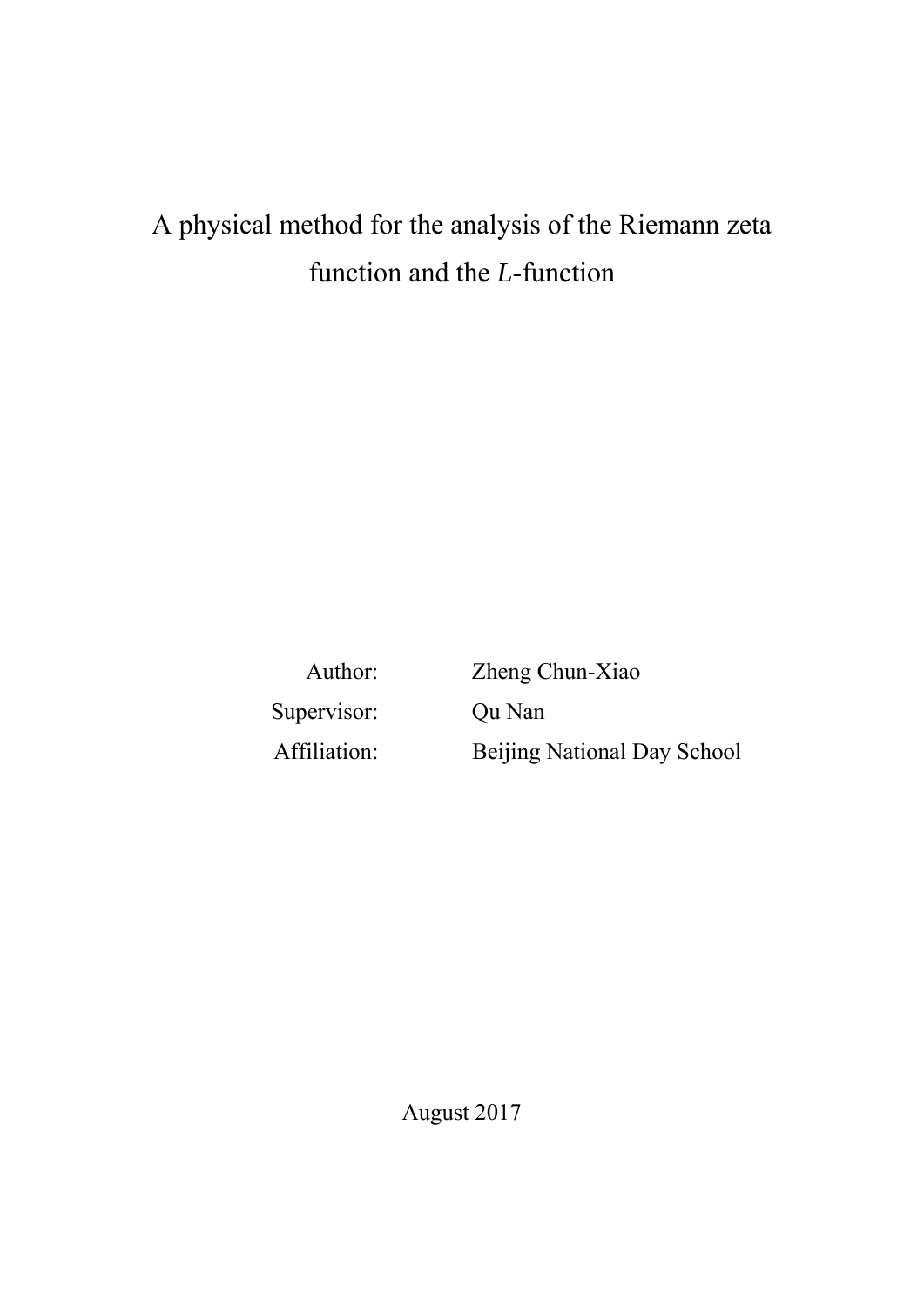# A physical method for the analysis of the Riemann zeta function and the *L*-function

| | |
|---|---|
| Author: | Zheng Chun-Xiao |
| Supervisor: | Qu Nan |
| Affiliation: | Beijing National Day School |

August 2017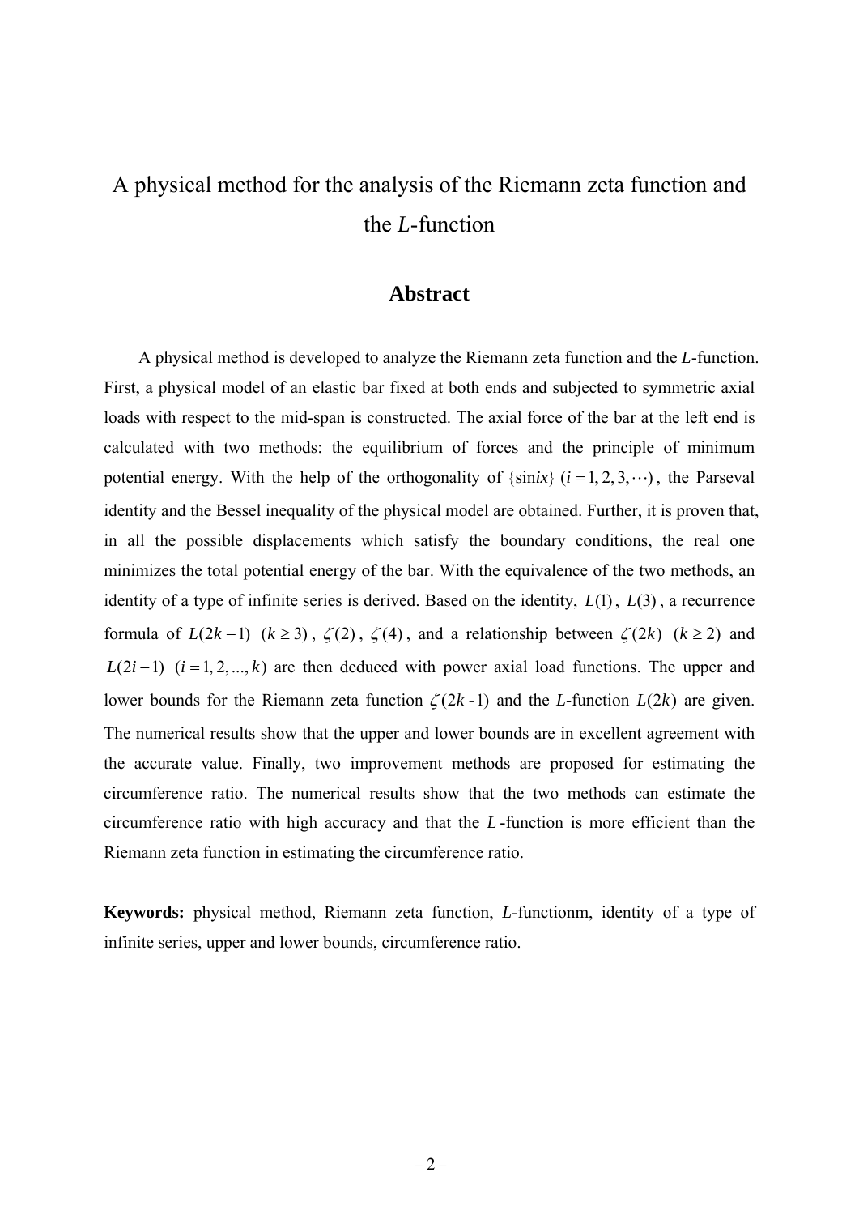# A physical method for the analysis of the Riemann zeta function and the *L*-function

## Abstract

A physical method is developed to analyze the Riemann zeta function and the *L*-function. First, a physical model of an elastic bar fixed at both ends and subjected to symmetric axial loads with respect to the mid-span is constructed. The axial force of the bar at the left end is calculated with two methods: the equilibrium of forces and the principle of minimum potential energy. With the help of the orthogonality of $\{\sin ix\}$ $(i = 1, 2, 3, \cdots)$, the Parseval identity and the Bessel inequality of the physical model are obtained. Further, it is proven that, in all the possible displacements which satisfy the boundary conditions, the real one minimizes the total potential energy of the bar. With the equivalence of the two methods, an identity of a type of infinite series is derived. Based on the identity, $L(1)$, $L(3)$, a recurrence formula of $L(2k-1)$ $(k \geq 3)$, $\zeta(2)$, $\zeta(4)$, and a relationship between $\zeta(2k)$ $(k \geq 2)$ and $L(2i-1)$ $(i = 1, 2, ..., k)$ are then deduced with power axial load functions. The upper and lower bounds for the Riemann zeta function $\zeta(2k-1)$ and the *L*-function $L(2k)$ are given. The numerical results show that the upper and lower bounds are in excellent agreement with the accurate value. Finally, two improvement methods are proposed for estimating the circumference ratio. The numerical results show that the two methods can estimate the circumference ratio with high accuracy and that the $L$-function is more efficient than the Riemann zeta function in estimating the circumference ratio.

**Keywords:** physical method, Riemann zeta function, *L*-functionm, identity of a type of infinite series, upper and lower bounds, circumference ratio.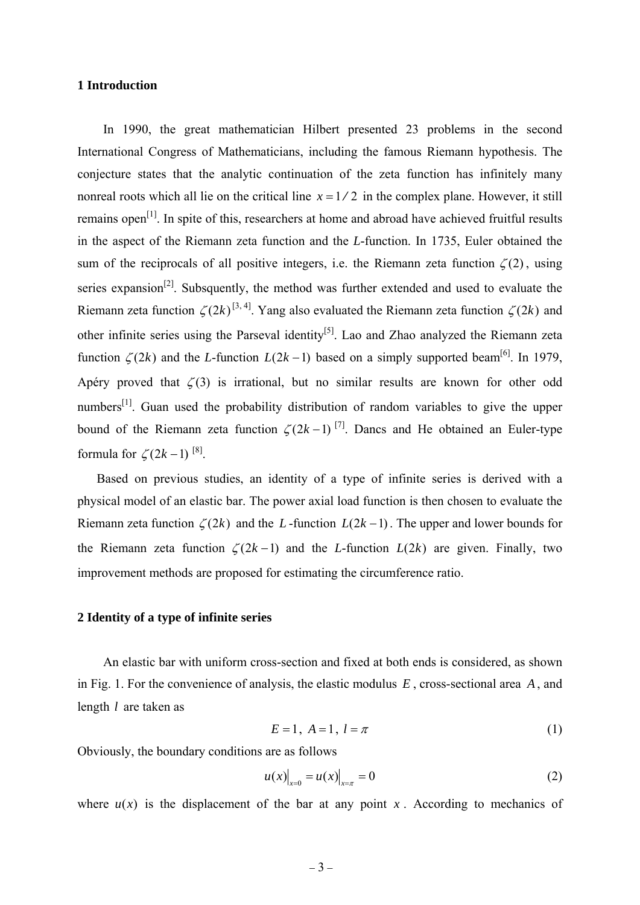## 1 Introduction

In 1990, the great mathematician Hilbert presented 23 problems in the second International Congress of Mathematicians, including the famous Riemann hypothesis. The conjecture states that the analytic continuation of the zeta function has infinitely many nonreal roots which all lie on the critical line $x = 1/2$ in the complex plane. However, it still remains open[1]. In spite of this, researchers at home and abroad have achieved fruitful results in the aspect of the Riemann zeta function and the *L*-function. In 1735, Euler obtained the sum of the reciprocals of all positive integers, i.e. the Riemann zeta function $\zeta(2)$, using series expansion[2]. Subsequently, the method was further extended and used to evaluate the Riemann zeta function $\zeta(2k)$[3, 4]. Yang also evaluated the Riemann zeta function $\zeta(2k)$ and other infinite series using the Parseval identity[5]. Lao and Zhao analyzed the Riemann zeta function $\zeta(2k)$ and the *L*-function $L(2k-1)$ based on a simply supported beam[6]. In 1979, Apéry proved that $\zeta(3)$ is irrational, but no similar results are known for other odd numbers[1]. Guan used the probability distribution of random variables to give the upper bound of the Riemann zeta function $\zeta(2k-1)$[7]. Dancs and He obtained an Euler-type formula for $\zeta(2k-1)$[8].

Based on previous studies, an identity of a type of infinite series is derived with a physical model of an elastic bar. The power axial load function is then chosen to evaluate the Riemann zeta function $\zeta(2k)$ and the $L$-function $L(2k-1)$. The upper and lower bounds for the Riemann zeta function $\zeta(2k-1)$ and the *L*-function $L(2k)$ are given. Finally, two improvement methods are proposed for estimating the circumference ratio.

## 2 Identity of a type of infinite series

An elastic bar with uniform cross-section and fixed at both ends is considered, as shown in Fig. 1. For the convenience of analysis, the elastic modulus $E$, cross-sectional area $A$, and length $l$ are taken as

$$E = 1,\ A = 1,\ l = \pi \tag{1}$$

Obviously, the boundary conditions are as follows

$$u(x)\big|_{x=0} = u(x)\big|_{x=\pi} = 0 \tag{2}$$

where $u(x)$ is the displacement of the bar at any point $x$. According to mechanics of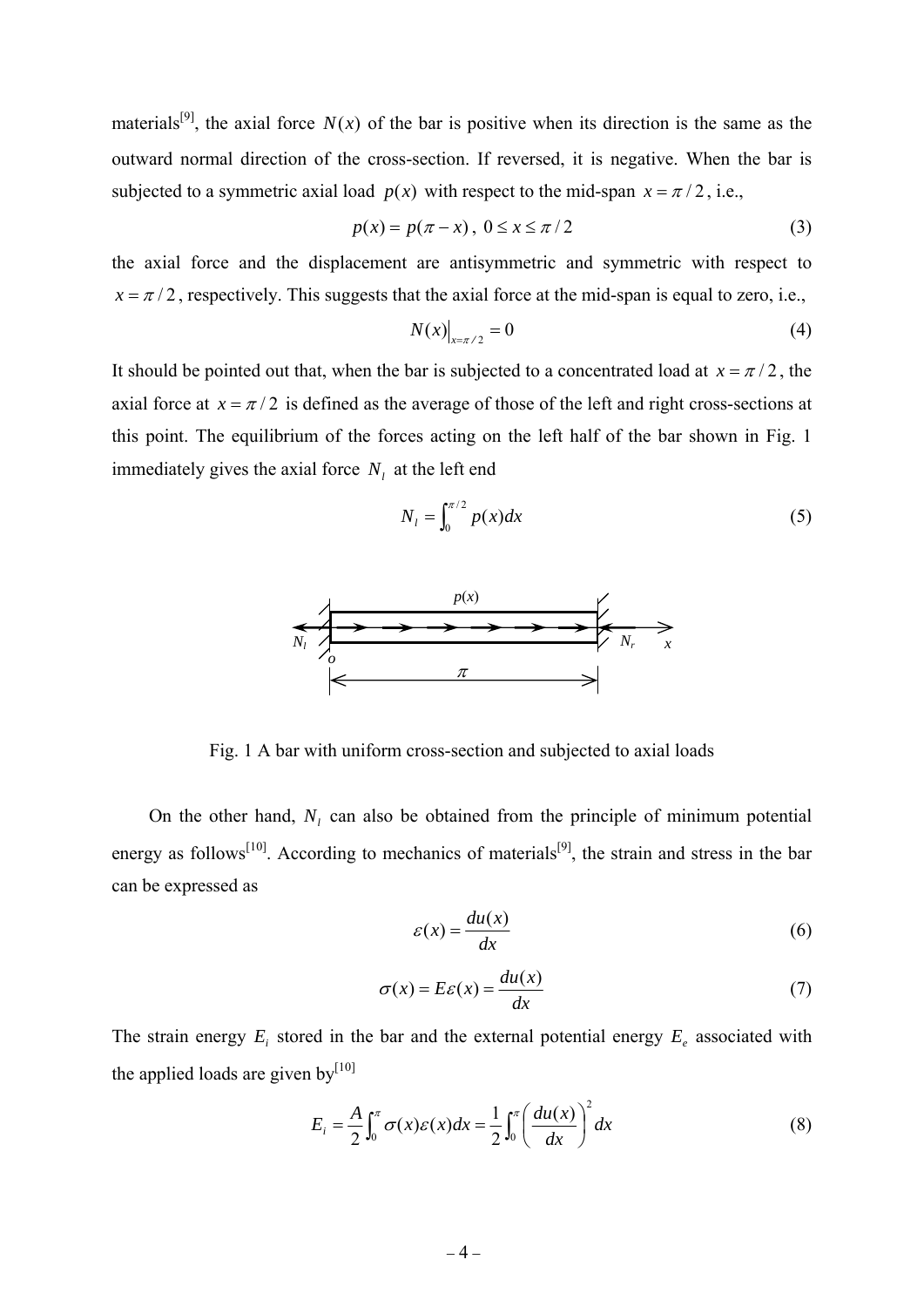materials[9], the axial force $N(x)$ of the bar is positive when its direction is the same as the outward normal direction of the cross-section. If reversed, it is negative. When the bar is subjected to a symmetric axial load $p(x)$ with respect to the mid-span $x = \pi/2$, i.e.,

$$p(x) = p(\pi - x),\ 0 \le x \le \pi/2 \tag{3}$$

the axial force and the displacement are antisymmetric and symmetric with respect to $x = \pi/2$, respectively. This suggests that the axial force at the mid-span is equal to zero, i.e.,

$$N(x)\big|_{x=\pi/2} = 0 \tag{4}$$

It should be pointed out that, when the bar is subjected to a concentrated load at $x = \pi/2$, the axial force at $x = \pi/2$ is defined as the average of those of the left and right cross-sections at this point. The equilibrium of the forces acting on the left half of the bar shown in Fig. 1 immediately gives the axial force $N_l$ at the left end

$$N_l = \int_0^{\pi/2} p(x)dx \tag{5}$$

$p(x)$

$N_l$ $N_r$ $x$

$o$

$\pi$

Fig. 1 A bar with uniform cross-section and subjected to axial loads

On the other hand, $N_l$ can also be obtained from the principle of minimum potential energy as follows[10]. According to mechanics of materials[9], the strain and stress in the bar can be expressed as

$$\varepsilon(x) = \frac{du(x)}{dx} \tag{6}$$

$$\sigma(x) = E\varepsilon(x) = \frac{du(x)}{dx} \tag{7}$$

The strain energy $E_i$ stored in the bar and the external potential energy $E_e$ associated with the applied loads are given by[10]

$$E_i = \frac{A}{2}\int_0^{\pi} \sigma(x)\varepsilon(x)dx = \frac{1}{2}\int_0^{\pi} \left(\frac{du(x)}{dx}\right)^2 dx \tag{8}$$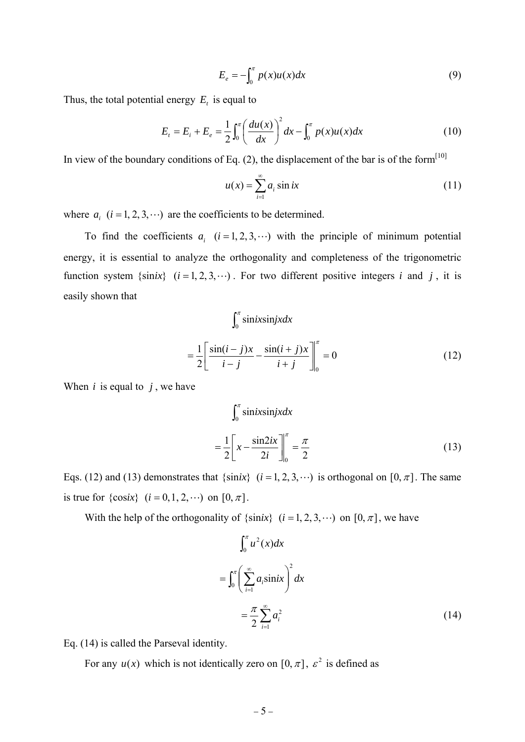$$E_e = -\int_0^{\pi} p(x)u(x)dx \tag{9}$$

Thus, the total potential energy $E_t$ is equal to

$$E_t = E_i + E_e = \frac{1}{2}\int_0^{\pi}\left(\frac{du(x)}{dx}\right)^2 dx - \int_0^{\pi} p(x)u(x)dx \tag{10}$$

In view of the boundary conditions of Eq. (2), the displacement of the bar is of the form[10]

$$u(x) = \sum_{i=1}^{\infty} a_i \sin ix \tag{11}$$

where $a_i \ (i = 1, 2, 3, \cdots)$ are the coefficients to be determined.

To find the coefficients $a_i \ (i = 1, 2, 3, \cdots)$ with the principle of minimum potential energy, it is essential to analyze the orthogonality and completeness of the trigonometric function system $\{\sin ix\} \ (i = 1, 2, 3, \cdots)$. For two different positive integers $i$ and $j$, it is easily shown that

$$\int_0^{\pi} \sin ix \sin jx dx$$

$$= \frac{1}{2}\left[\frac{\sin(i-j)x}{i-j} - \frac{\sin(i+j)x}{i+j}\right]_0^{\pi} = 0 \tag{12}$$

When $i$ is equal to $j$, we have

$$\int_0^{\pi} \sin ix \sin jx dx$$

$$= \frac{1}{2}\left[x - \frac{\sin 2ix}{2i}\right]_0^{\pi} = \frac{\pi}{2} \tag{13}$$

Eqs. (12) and (13) demonstrates that $\{\sin ix\} \ (i = 1, 2, 3, \cdots)$ is orthogonal on $[0, \pi]$. The same is true for $\{\cos ix\} \ (i = 0, 1, 2, \cdots)$ on $[0, \pi]$.

With the help of the orthogonality of $\{\sin ix\} \ (i = 1, 2, 3, \cdots)$ on $[0, \pi]$, we have

$$\int_0^{\pi} u^2(x)dx$$

$$= \int_0^{\pi}\left(\sum_{i=1}^{\infty} a_i \sin ix\right)^2 dx$$

$$= \frac{\pi}{2}\sum_{i=1}^{\infty} a_i^2 \tag{14}$$

Eq. (14) is called the Parseval identity.

For any $u(x)$ which is not identically zero on $[0, \pi]$, $\varepsilon^2$ is defined as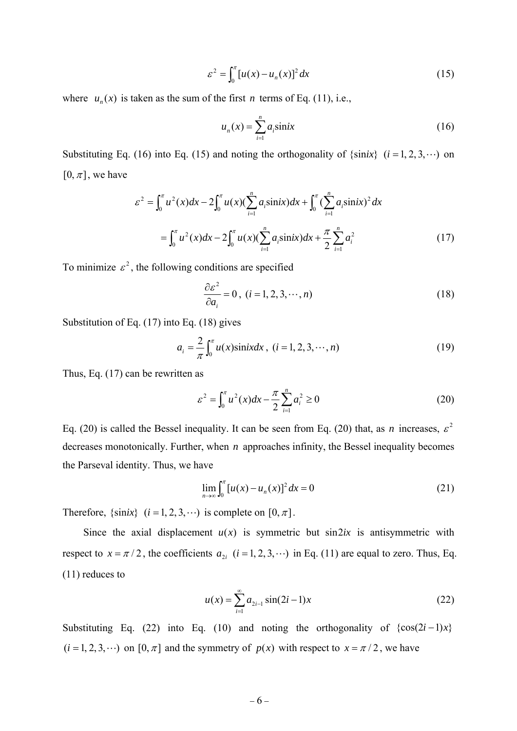$$\varepsilon^2 = \int_0^\pi [u(x) - u_n(x)]^2 dx \tag{15}$$

where $u_n(x)$ is taken as the sum of the first $n$ terms of Eq. (11), i.e.,

$$u_n(x) = \sum_{i=1}^{n} a_i \sin ix \tag{16}$$

Substituting Eq. (16) into Eq. (15) and noting the orthogonality of $\{\sin ix\}$ $(i = 1, 2, 3, \cdots)$ on $[0, \pi]$, we have

$$\begin{aligned}\varepsilon^2 &= \int_0^\pi u^2(x)dx - 2\int_0^\pi u(x)(\sum_{i=1}^{n} a_i \sin ix)dx + \int_0^\pi (\sum_{i=1}^{n} a_i \sin ix)^2 dx \\ &= \int_0^\pi u^2(x)dx - 2\int_0^\pi u(x)(\sum_{i=1}^{n} a_i \sin ix)dx + \frac{\pi}{2}\sum_{i=1}^{n} a_i^2\end{aligned} \tag{17}$$

To minimize $\varepsilon^2$, the following conditions are specified

$$\frac{\partial \varepsilon^2}{\partial a_i} = 0, \ (i = 1, 2, 3, \cdots, n) \tag{18}$$

Substitution of Eq. (17) into Eq. (18) gives

$$a_i = \frac{2}{\pi}\int_0^\pi u(x)\sin ix dx, \ (i = 1, 2, 3, \cdots, n) \tag{19}$$

Thus, Eq. (17) can be rewritten as

$$\varepsilon^2 = \int_0^\pi u^2(x)dx - \frac{\pi}{2}\sum_{i=1}^{n} a_i^2 \geq 0 \tag{20}$$

Eq. (20) is called the Bessel inequality. It can be seen from Eq. (20) that, as $n$ increases, $\varepsilon^2$ decreases monotonically. Further, when $n$ approaches infinity, the Bessel inequality becomes the Parseval identity. Thus, we have

$$\lim_{n \to \infty} \int_0^\pi [u(x) - u_n(x)]^2 dx = 0 \tag{21}$$

Therefore, $\{\sin ix\}$ $(i = 1, 2, 3, \cdots)$ is complete on $[0, \pi]$.

Since the axial displacement $u(x)$ is symmetric but $\sin 2ix$ is antisymmetric with respect to $x = \pi / 2$, the coefficients $a_{2i}$ $(i = 1, 2, 3, \cdots)$ in Eq. (11) are equal to zero. Thus, Eq. (11) reduces to

$$u(x) = \sum_{i=1}^{\infty} a_{2i-1} \sin(2i-1)x \tag{22}$$

Substituting Eq. (22) into Eq. (10) and noting the orthogonality of $\{\cos(2i-1)x\}$ $(i = 1, 2, 3, \cdots)$ on $[0, \pi]$ and the symmetry of $p(x)$ with respect to $x = \pi / 2$, we have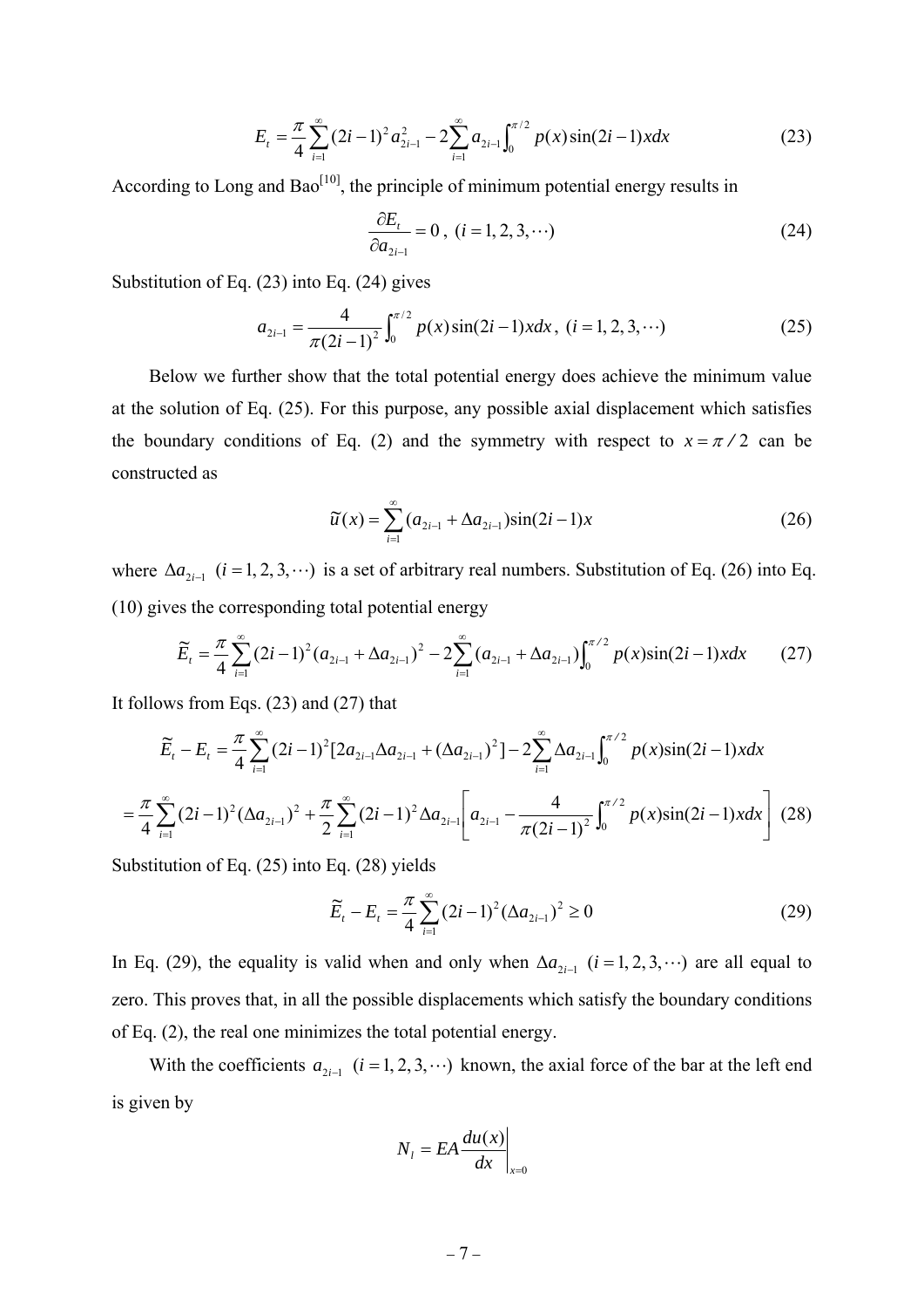$$E_t = \frac{\pi}{4}\sum_{i=1}^{\infty}(2i-1)^2 a_{2i-1}^2 - 2\sum_{i=1}^{\infty}a_{2i-1}\int_0^{\pi/2} p(x)\sin(2i-1)x dx \tag{23}$$

According to Long and Bao[10], the principle of minimum potential energy results in

$$\frac{\partial E_t}{\partial a_{2i-1}} = 0, \ (i = 1, 2, 3, \cdots) \tag{24}$$

Substitution of Eq. (23) into Eq. (24) gives

$$a_{2i-1} = \frac{4}{\pi(2i-1)^2}\int_0^{\pi/2} p(x)\sin(2i-1)x dx, \ (i = 1, 2, 3, \cdots) \tag{25}$$

Below we further show that the total potential energy does achieve the minimum value at the solution of Eq. (25). For this purpose, any possible axial displacement which satisfies the boundary conditions of Eq. (2) and the symmetry with respect to $x = \pi/2$ can be constructed as

$$\tilde{u}(x) = \sum_{i=1}^{\infty}(a_{2i-1} + \Delta a_{2i-1})\sin(2i-1)x \tag{26}$$

where $\Delta a_{2i-1}$ $(i = 1, 2, 3, \cdots)$ is a set of arbitrary real numbers. Substitution of Eq. (26) into Eq. (10) gives the corresponding total potential energy

$$\tilde{E}_t = \frac{\pi}{4}\sum_{i=1}^{\infty}(2i-1)^2(a_{2i-1} + \Delta a_{2i-1})^2 - 2\sum_{i=1}^{\infty}(a_{2i-1} + \Delta a_{2i-1})\int_0^{\pi/2} p(x)\sin(2i-1)x dx \tag{27}$$

It follows from Eqs. (23) and (27) that

$$\tilde{E}_t - E_t = \frac{\pi}{4}\sum_{i=1}^{\infty}(2i-1)^2[2a_{2i-1}\Delta a_{2i-1} + (\Delta a_{2i-1})^2] - 2\sum_{i=1}^{\infty}\Delta a_{2i-1}\int_0^{\pi/2} p(x)\sin(2i-1)x dx$$

$$= \frac{\pi}{4}\sum_{i=1}^{\infty}(2i-1)^2(\Delta a_{2i-1})^2 + \frac{\pi}{2}\sum_{i=1}^{\infty}(2i-1)^2\Delta a_{2i-1}\left[a_{2i-1} - \frac{4}{\pi(2i-1)^2}\int_0^{\pi/2} p(x)\sin(2i-1)x dx\right] \tag{28}$$

Substitution of Eq. (25) into Eq. (28) yields

$$\tilde{E}_t - E_t = \frac{\pi}{4}\sum_{i=1}^{\infty}(2i-1)^2(\Delta a_{2i-1})^2 \geq 0 \tag{29}$$

In Eq. (29), the equality is valid when and only when $\Delta a_{2i-1}$ $(i = 1, 2, 3, \cdots)$ are all equal to zero. This proves that, in all the possible displacements which satisfy the boundary conditions of Eq. (2), the real one minimizes the total potential energy.

With the coefficients $a_{2i-1}$ $(i = 1, 2, 3, \cdots)$ known, the axial force of the bar at the left end is given by

$$N_l = EA\left.\frac{du(x)}{dx}\right|_{x=0}$$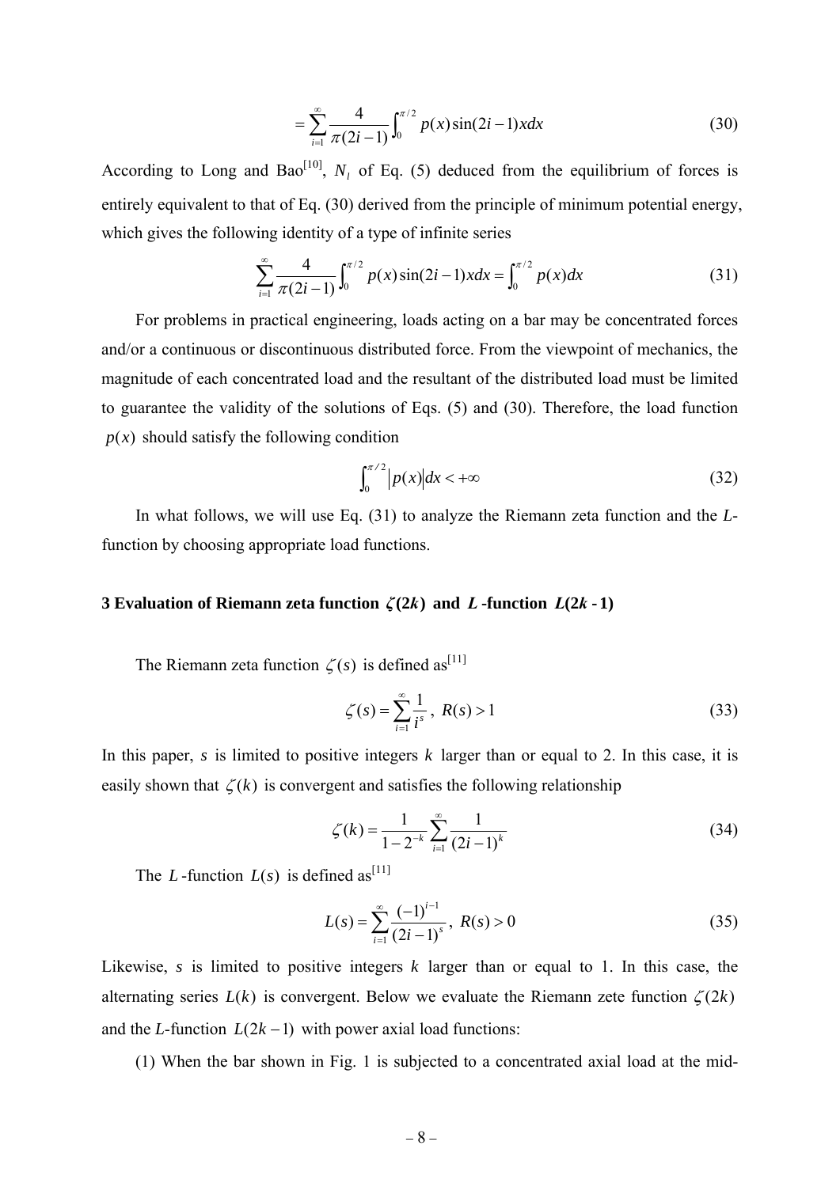$$= \sum_{i=1}^{\infty} \frac{4}{\pi(2i-1)} \int_0^{\pi/2} p(x) \sin(2i-1)x dx \tag{30}$$

According to Long and Bao[10], $N_l$ of Eq. (5) deduced from the equilibrium of forces is entirely equivalent to that of Eq. (30) derived from the principle of minimum potential energy, which gives the following identity of a type of infinite series

$$\sum_{i=1}^{\infty} \frac{4}{\pi(2i-1)} \int_0^{\pi/2} p(x) \sin(2i-1)x dx = \int_0^{\pi/2} p(x) dx \tag{31}$$

For problems in practical engineering, loads acting on a bar may be concentrated forces and/or a continuous or discontinuous distributed force. From the viewpoint of mechanics, the magnitude of each concentrated load and the resultant of the distributed load must be limited to guarantee the validity of the solutions of Eqs. (5) and (30). Therefore, the load function $p(x)$ should satisfy the following condition

$$\int_0^{\pi/2} |p(x)| dx < +\infty \tag{32}$$

In what follows, we will use Eq. (31) to analyze the Riemann zeta function and the *L*-function by choosing appropriate load functions.

## 3 Evaluation of Riemann zeta function $\zeta(2k)$ and $L$-function $L(2k-1)$

The Riemann zeta function $\zeta(s)$ is defined as[11]

$$\zeta(s) = \sum_{i=1}^{\infty} \frac{1}{i^s}, \ R(s) > 1 \tag{33}$$

In this paper, $s$ is limited to positive integers $k$ larger than or equal to 2. In this case, it is easily shown that $\zeta(k)$ is convergent and satisfies the following relationship

$$\zeta(k) = \frac{1}{1-2^{-k}} \sum_{i=1}^{\infty} \frac{1}{(2i-1)^k} \tag{34}$$

The $L$-function $L(s)$ is defined as[11]

$$L(s) = \sum_{i=1}^{\infty} \frac{(-1)^{i-1}}{(2i-1)^s}, \ R(s) > 0 \tag{35}$$

Likewise, $s$ is limited to positive integers $k$ larger than or equal to 1. In this case, the alternating series $L(k)$ is convergent. Below we evaluate the Riemann zete function $\zeta(2k)$ and the *L*-function $L(2k-1)$ with power axial load functions:

(1) When the bar shown in Fig. 1 is subjected to a concentrated axial load at the mid-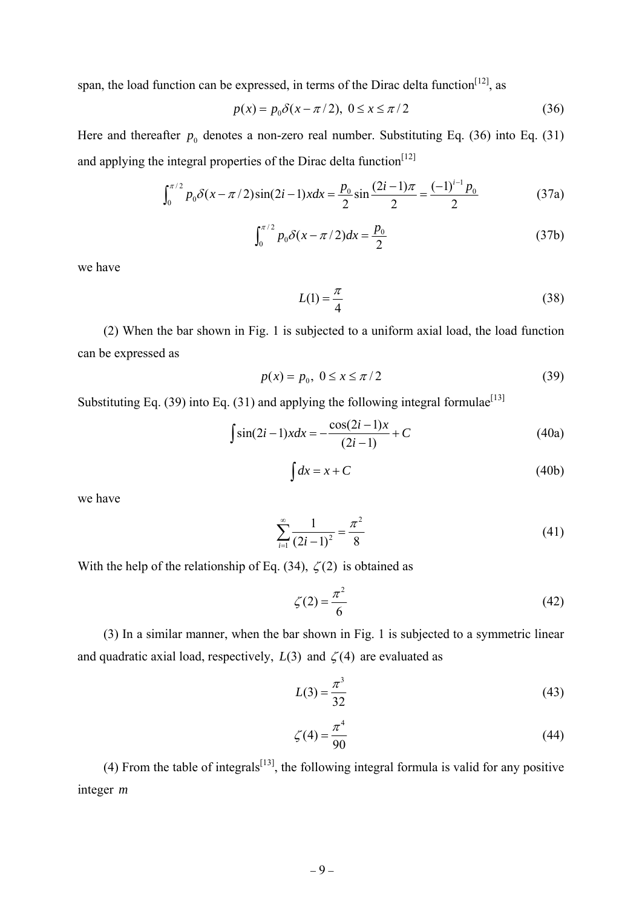span, the load function can be expressed, in terms of the Dirac delta function[12], as

$$p(x) = p_0 \delta(x - \pi/2),\ 0 \le x \le \pi/2 \tag{36}$$

Here and thereafter $p_0$ denotes a non-zero real number. Substituting Eq. (36) into Eq. (31) and applying the integral properties of the Dirac delta function[12]

$$\int_0^{\pi/2} p_0 \delta(x - \pi/2) \sin(2i-1)x dx = \frac{p_0}{2} \sin\frac{(2i-1)\pi}{2} = \frac{(-1)^{i-1} p_0}{2} \tag{37a}$$

$$\int_0^{\pi/2} p_0 \delta(x - \pi/2) dx = \frac{p_0}{2} \tag{37b}$$

we have

$$L(1) = \frac{\pi}{4} \tag{38}$$

(2) When the bar shown in Fig. 1 is subjected to a uniform axial load, the load function can be expressed as

$$p(x) = p_0,\ 0 \le x \le \pi/2 \tag{39}$$

Substituting Eq. (39) into Eq. (31) and applying the following integral formulae[13]

$$\int \sin(2i-1)x dx = -\frac{\cos(2i-1)x}{(2i-1)} + C \tag{40a}$$

$$\int dx = x + C \tag{40b}$$

we have

$$\sum_{i=1}^{\infty} \frac{1}{(2i-1)^2} = \frac{\pi^2}{8} \tag{41}$$

With the help of the relationship of Eq. (34), $\zeta(2)$ is obtained as

$$\zeta(2) = \frac{\pi^2}{6} \tag{42}$$

(3) In a similar manner, when the bar shown in Fig. 1 is subjected to a symmetric linear and quadratic axial load, respectively, $L(3)$ and $\zeta(4)$ are evaluated as

$$L(3) = \frac{\pi^3}{32} \tag{43}$$

$$\zeta(4) = \frac{\pi^4}{90} \tag{44}$$

(4) From the table of integrals[13], the following integral formula is valid for any positive integer $m$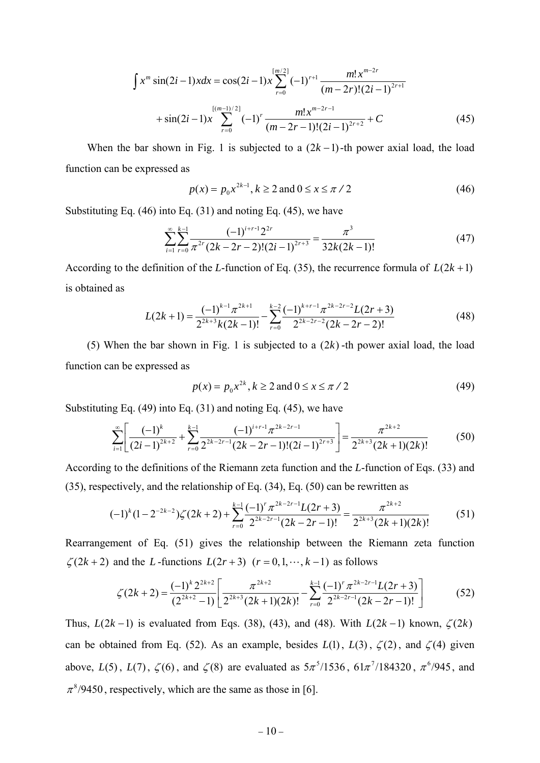$$\int x^m \sin(2i-1)x dx = \cos(2i-1)x \sum_{r=0}^{[m/2]} (-1)^{r+1} \frac{m! x^{m-2r}}{(m-2r)!(2i-1)^{2r+1}}$$

$$+\sin(2i-1)x \sum_{r=0}^{[(m-1)/2]} (-1)^r \frac{m! x^{m-2r-1}}{(m-2r-1)!(2i-1)^{2r+2}} + C \tag{45}$$

When the bar shown in Fig. 1 is subjected to a $(2k-1)$-th power axial load, the load function can be expressed as

$$p(x) = p_0 x^{2k-1}, k \geq 2 \text{ and } 0 \leq x \leq \pi/2 \tag{46}$$

Substituting Eq. (46) into Eq. (31) and noting Eq. (45), we have

$$\sum_{i=1}^{\infty} \sum_{r=0}^{k-1} \frac{(-1)^{i+r-1} 2^{2r}}{\pi^{2r}(2k-2r-2)!(2i-1)^{2r+3}} = \frac{\pi^3}{32k(2k-1)!} \tag{47}$$

According to the definition of the *L*-function of Eq. (35), the recurrence formula of $L(2k+1)$ is obtained as

$$L(2k+1) = \frac{(-1)^{k-1}\pi^{2k+1}}{2^{2k+3}k(2k-1)!} - \sum_{r=0}^{k-2} \frac{(-1)^{k+r-1}\pi^{2k-2r-2}L(2r+3)}{2^{2k-2r-2}(2k-2r-2)!} \tag{48}$$

(5) When the bar shown in Fig. 1 is subjected to a $(2k)$-th power axial load, the load function can be expressed as

$$p(x) = p_0 x^{2k}, k \geq 2 \text{ and } 0 \leq x \leq \pi/2 \tag{49}$$

Substituting Eq. (49) into Eq. (31) and noting Eq. (45), we have

$$\sum_{i=1}^{\infty} \left[ \frac{(-1)^k}{(2i-1)^{2k+2}} + \sum_{r=0}^{k-1} \frac{(-1)^{i+r-1}\pi^{2k-2r-1}}{2^{2k-2r-1}(2k-2r-1)!(2i-1)^{2r+3}} \right] = \frac{\pi^{2k+2}}{2^{2k+3}(2k+1)(2k)!} \tag{50}$$

According to the definitions of the Riemann zeta function and the *L*-function of Eqs. (33) and (35), respectively, and the relationship of Eq. (34), Eq. (50) can be rewritten as

$$(-1)^k (1-2^{-2k-2})\zeta(2k+2) + \sum_{r=0}^{k-1} \frac{(-1)^r \pi^{2k-2r-1} L(2r+3)}{2^{2k-2r-1}(2k-2r-1)!} = \frac{\pi^{2k+2}}{2^{2k+3}(2k+1)(2k)!} \tag{51}$$

Rearrangement of Eq. (51) gives the relationship between the Riemann zeta function $\zeta(2k+2)$ and the $L$-functions $L(2r+3)$ $(r = 0, 1, \cdots, k-1)$ as follows

$$\zeta(2k+2) = \frac{(-1)^k 2^{2k+2}}{(2^{2k+2}-1)} \left[ \frac{\pi^{2k+2}}{2^{2k+3}(2k+1)(2k)!} - \sum_{r=0}^{k-1} \frac{(-1)^r \pi^{2k-2r-1} L(2r+3)}{2^{2k-2r-1}(2k-2r-1)!} \right] \tag{52}$$

Thus, $L(2k-1)$ is evaluated from Eqs. (38), (43), and (48). With $L(2k-1)$ known, $\zeta(2k)$ can be obtained from Eq. (52). As an example, besides $L(1)$, $L(3)$, $\zeta(2)$, and $\zeta(4)$ given above, $L(5)$, $L(7)$, $\zeta(6)$, and $\zeta(8)$ are evaluated as $5\pi^5/1536$, $61\pi^7/184320$, $\pi^6/945$, and $\pi^8/9450$, respectively, which are the same as those in [6].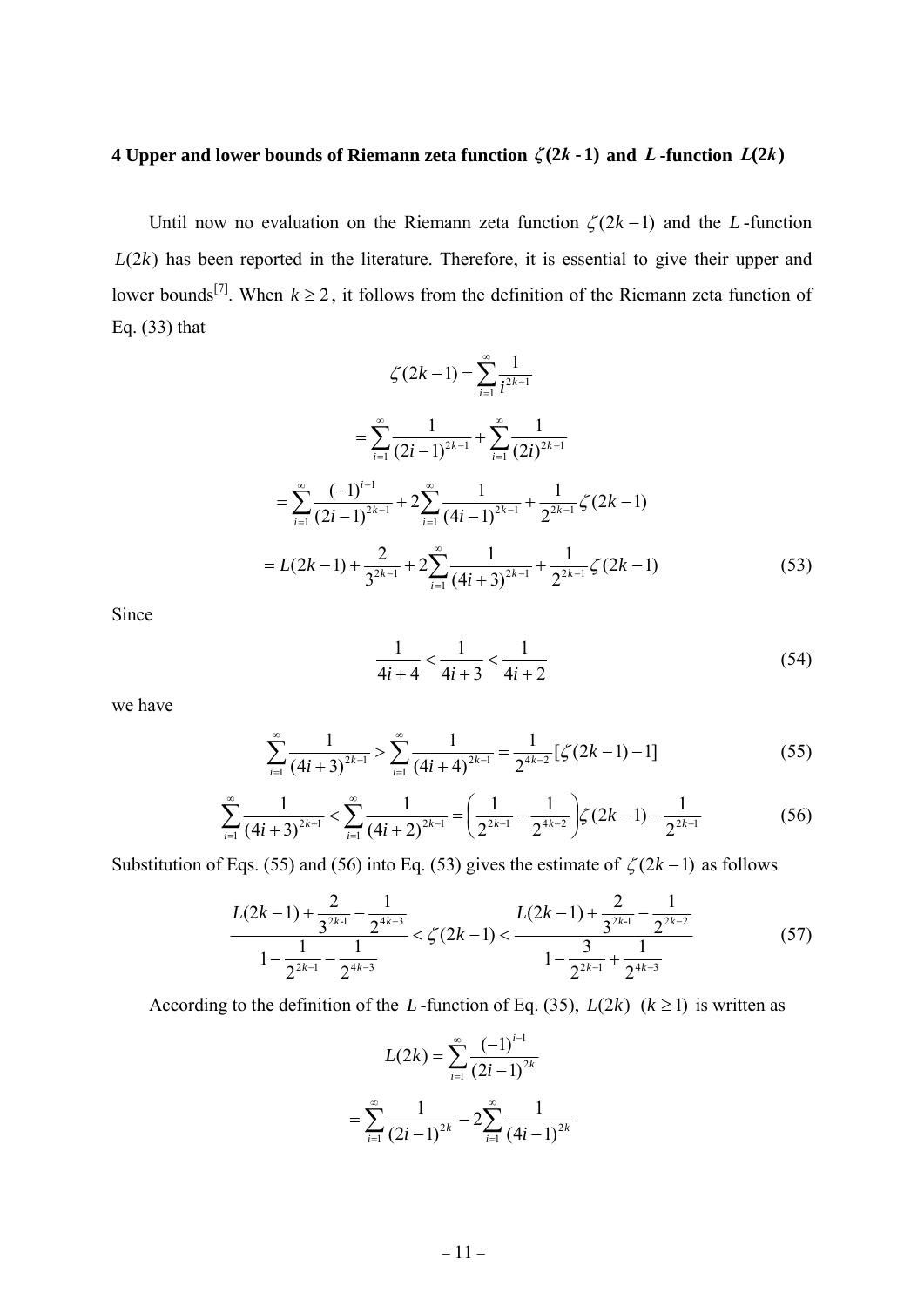## 4 Upper and lower bounds of Riemann zeta function $\zeta(2k-1)$ and $L$-function $L(2k)$

Until now no evaluation on the Riemann zeta function $\zeta(2k-1)$ and the $L$-function $L(2k)$ has been reported in the literature. Therefore, it is essential to give their upper and lower bounds[7]. When $k \geq 2$, it follows from the definition of the Riemann zeta function of Eq. (33) that

$$
\begin{aligned}
\zeta(2k-1) &= \sum_{i=1}^{\infty} \frac{1}{i^{2k-1}} \\
&= \sum_{i=1}^{\infty} \frac{1}{(2i-1)^{2k-1}} + \sum_{i=1}^{\infty} \frac{1}{(2i)^{2k-1}} \\
&= \sum_{i=1}^{\infty} \frac{(-1)^{i-1}}{(2i-1)^{2k-1}} + 2\sum_{i=1}^{\infty} \frac{1}{(4i-1)^{2k-1}} + \frac{1}{2^{2k-1}}\zeta(2k-1) \\
&= L(2k-1) + \frac{2}{3^{2k-1}} + 2\sum_{i=1}^{\infty} \frac{1}{(4i+3)^{2k-1}} + \frac{1}{2^{2k-1}}\zeta(2k-1)
\end{aligned} \tag{53}
$$

Since

$$
\frac{1}{4i+4} < \frac{1}{4i+3} < \frac{1}{4i+2} \tag{54}
$$

we have

$$
\sum_{i=1}^{\infty} \frac{1}{(4i+3)^{2k-1}} > \sum_{i=1}^{\infty} \frac{1}{(4i+4)^{2k-1}} = \frac{1}{2^{4k-2}}[\zeta(2k-1)-1] \tag{55}
$$

$$
\sum_{i=1}^{\infty} \frac{1}{(4i+3)^{2k-1}} < \sum_{i=1}^{\infty} \frac{1}{(4i+2)^{2k-1}} = \left(\frac{1}{2^{2k-1}} - \frac{1}{2^{4k-2}}\right)\zeta(2k-1) - \frac{1}{2^{2k-1}} \tag{56}
$$

Substitution of Eqs. (55) and (56) into Eq. (53) gives the estimate of $\zeta(2k-1)$ as follows

$$
\frac{L(2k-1) + \dfrac{2}{3^{2k-1}} - \dfrac{1}{2^{4k-3}}}{1 - \dfrac{1}{2^{2k-1}} - \dfrac{1}{2^{4k-3}}} < \zeta(2k-1) < \frac{L(2k-1) + \dfrac{2}{3^{2k-1}} - \dfrac{1}{2^{2k-2}}}{1 - \dfrac{3}{2^{2k-1}} + \dfrac{1}{2^{4k-3}}} \tag{57}
$$

According to the definition of the $L$-function of Eq. (35), $L(2k)$ $(k \geq 1)$ is written as

$$
\begin{aligned}
L(2k) &= \sum_{i=1}^{\infty} \frac{(-1)^{i-1}}{(2i-1)^{2k}} \\
&= \sum_{i=1}^{\infty} \frac{1}{(2i-1)^{2k}} - 2\sum_{i=1}^{\infty} \frac{1}{(4i-1)^{2k}}
\end{aligned}
$$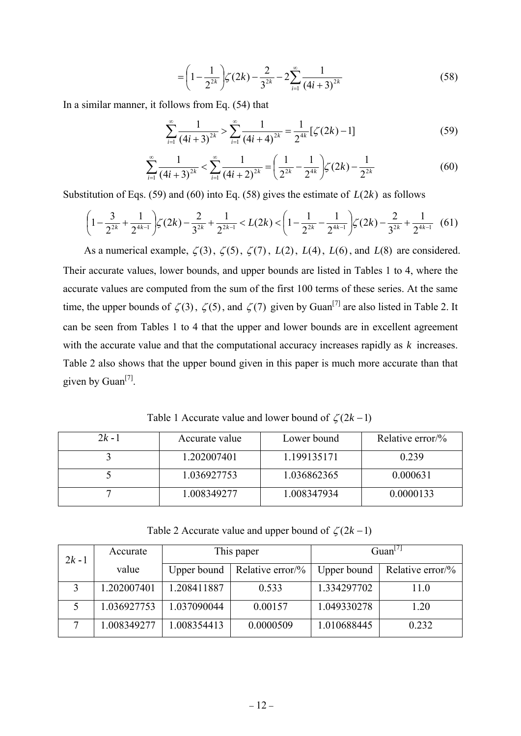$$= \left(1 - \frac{1}{2^{2k}}\right)\zeta(2k) - \frac{2}{3^{2k}} - 2\sum_{i=1}^{\infty}\frac{1}{(4i+3)^{2k}} \tag{58}$$

In a similar manner, it follows from Eq. (54) that

$$\sum_{i=1}^{\infty}\frac{1}{(4i+3)^{2k}} > \sum_{i=1}^{\infty}\frac{1}{(4i+4)^{2k}} = \frac{1}{2^{4k}}[\zeta(2k) - 1] \tag{59}$$

$$\sum_{i=1}^{\infty}\frac{1}{(4i+3)^{2k}} < \sum_{i=1}^{\infty}\frac{1}{(4i+2)^{2k}} = \left(\frac{1}{2^{2k}} - \frac{1}{2^{4k}}\right)\zeta(2k) - \frac{1}{2^{2k}} \tag{60}$$

Substitution of Eqs. (59) and (60) into Eq. (58) gives the estimate of $L(2k)$ as follows

$$\left(1 - \frac{3}{2^{2k}} + \frac{1}{2^{4k-1}}\right)\zeta(2k) - \frac{2}{3^{2k}} + \frac{1}{2^{2k-1}} < L(2k) < \left(1 - \frac{1}{2^{2k}} - \frac{1}{2^{4k-1}}\right)\zeta(2k) - \frac{2}{3^{2k}} + \frac{1}{2^{4k-1}} \tag{61}$$

As a numerical example, $\zeta(3)$, $\zeta(5)$, $\zeta(7)$, $L(2)$, $L(4)$, $L(6)$, and $L(8)$ are considered. Their accurate values, lower bounds, and upper bounds are listed in Tables 1 to 4, where the accurate values are computed from the sum of the first 100 terms of these series. At the same time, the upper bounds of $\zeta(3)$, $\zeta(5)$, and $\zeta(7)$ given by Guan[7] are also listed in Table 2. It can be seen from Tables 1 to 4 that the upper and lower bounds are in excellent agreement with the accurate value and that the computational accuracy increases rapidly as $k$ increases. Table 2 also shows that the upper bound given in this paper is much more accurate than that given by Guan[7].

Table 1 Accurate value and lower bound of $\zeta(2k-1)$

| $2k-1$ | Accurate value | Lower bound | Relative error/% |
|---|---|---|---|
| 3 | 1.202007401 | 1.199135171 | 0.239 |
| 5 | 1.036927753 | 1.036862365 | 0.000631 |
| 7 | 1.008349277 | 1.008347934 | 0.0000133 |

Table 2 Accurate value and upper bound of $\zeta(2k-1)$

| $2k-1$ | Accurate value | This paper | | Guan[7] | |
|---|---|---|---|---|---|
| | | Upper bound | Relative error/% | Upper bound | Relative error/% |
| 3 | 1.202007401 | 1.208411887 | 0.533 | 1.334297702 | 11.0 |
| 5 | 1.036927753 | 1.037090044 | 0.00157 | 1.049330278 | 1.20 |
| 7 | 1.008349277 | 1.008354413 | 0.0000509 | 1.010688445 | 0.232 |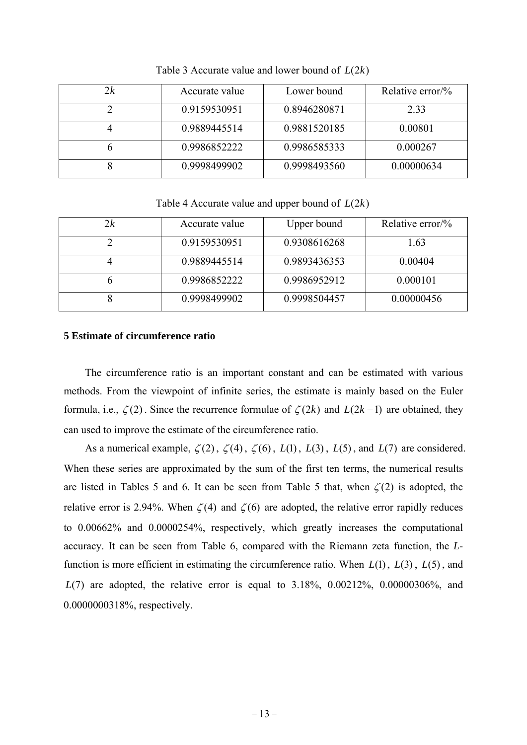Table 3 Accurate value and lower bound of $L(2k)$

| $2k$ | Accurate value | Lower bound | Relative error/% |
|---|---|---|---|
| 2 | 0.9159530951 | 0.8946280871 | 2.33 |
| 4 | 0.9889445514 | 0.9881520185 | 0.00801 |
| 6 | 0.9986852222 | 0.9986585333 | 0.000267 |
| 8 | 0.9998499902 | 0.9998493560 | 0.00000634 |

Table 4 Accurate value and upper bound of $L(2k)$

| $2k$ | Accurate value | Upper bound | Relative error/% |
|---|---|---|---|
| 2 | 0.9159530951 | 0.9308616268 | 1.63 |
| 4 | 0.9889445514 | 0.9893436353 | 0.00404 |
| 6 | 0.9986852222 | 0.9986952912 | 0.000101 |
| 8 | 0.9998499902 | 0.9998504457 | 0.00000456 |

**5 Estimate of circumference ratio**

The circumference ratio is an important constant and can be estimated with various methods. From the viewpoint of infinite series, the estimate is mainly based on the Euler formula, i.e., $\zeta(2)$. Since the recurrence formulae of $\zeta(2k)$ and $L(2k-1)$ are obtained, they can used to improve the estimate of the circumference ratio.

As a numerical example, $\zeta(2)$, $\zeta(4)$, $\zeta(6)$, $L(1)$, $L(3)$, $L(5)$, and $L(7)$ are considered. When these series are approximated by the sum of the first ten terms, the numerical results are listed in Tables 5 and 6. It can be seen from Table 5 that, when $\zeta(2)$ is adopted, the relative error is 2.94%. When $\zeta(4)$ and $\zeta(6)$ are adopted, the relative error rapidly reduces to 0.00662% and 0.0000254%, respectively, which greatly increases the computational accuracy. It can be seen from Table 6, compared with the Riemann zeta function, the *L*-function is more efficient in estimating the circumference ratio. When $L(1)$, $L(3)$, $L(5)$, and $L(7)$ are adopted, the relative error is equal to 3.18%, 0.00212%, 0.00000306%, and 0.0000000318%, respectively.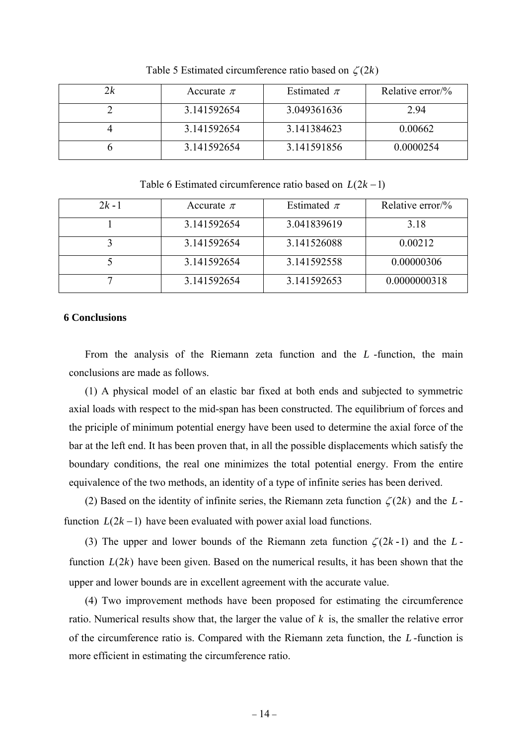Table 5 Estimated circumference ratio based on $\zeta(2k)$

| $2k$ | Accurate $\pi$ | Estimated $\pi$ | Relative error/% |
|---|---|---|---|
| 2 | 3.141592654 | 3.049361636 | 2.94 |
| 4 | 3.141592654 | 3.141384623 | 0.00662 |
| 6 | 3.141592654 | 3.141591856 | 0.0000254 |

Table 6 Estimated circumference ratio based on $L(2k-1)$

| $2k$ - 1 | Accurate $\pi$ | Estimated $\pi$ | Relative error/% |
|---|---|---|---|
| 1 | 3.141592654 | 3.041839619 | 3.18 |
| 3 | 3.141592654 | 3.141526088 | 0.00212 |
| 5 | 3.141592654 | 3.141592558 | 0.00000306 |
| 7 | 3.141592654 | 3.141592653 | 0.0000000318 |

## 6 Conclusions

From the analysis of the Riemann zeta function and the $L$-function, the main conclusions are made as follows.

(1) A physical model of an elastic bar fixed at both ends and subjected to symmetric axial loads with respect to the mid-span has been constructed. The equilibrium of forces and the priciple of minimum potential energy have been used to determine the axial force of the bar at the left end. It has been proven that, in all the possible displacements which satisfy the boundary conditions, the real one minimizes the total potential energy. From the entire equivalence of the two methods, an identity of a type of infinite series has been derived.

(2) Based on the identity of infinite series, the Riemann zeta function $\zeta(2k)$ and the $L$-function $L(2k-1)$ have been evaluated with power axial load functions.

(3) The upper and lower bounds of the Riemann zeta function $\zeta(2k-1)$ and the $L$-function $L(2k)$ have been given. Based on the numerical results, it has been shown that the upper and lower bounds are in excellent agreement with the accurate value.

(4) Two improvement methods have been proposed for estimating the circumference ratio. Numerical results show that, the larger the value of $k$ is, the smaller the relative error of the circumference ratio is. Compared with the Riemann zeta function, the $L$-function is more efficient in estimating the circumference ratio.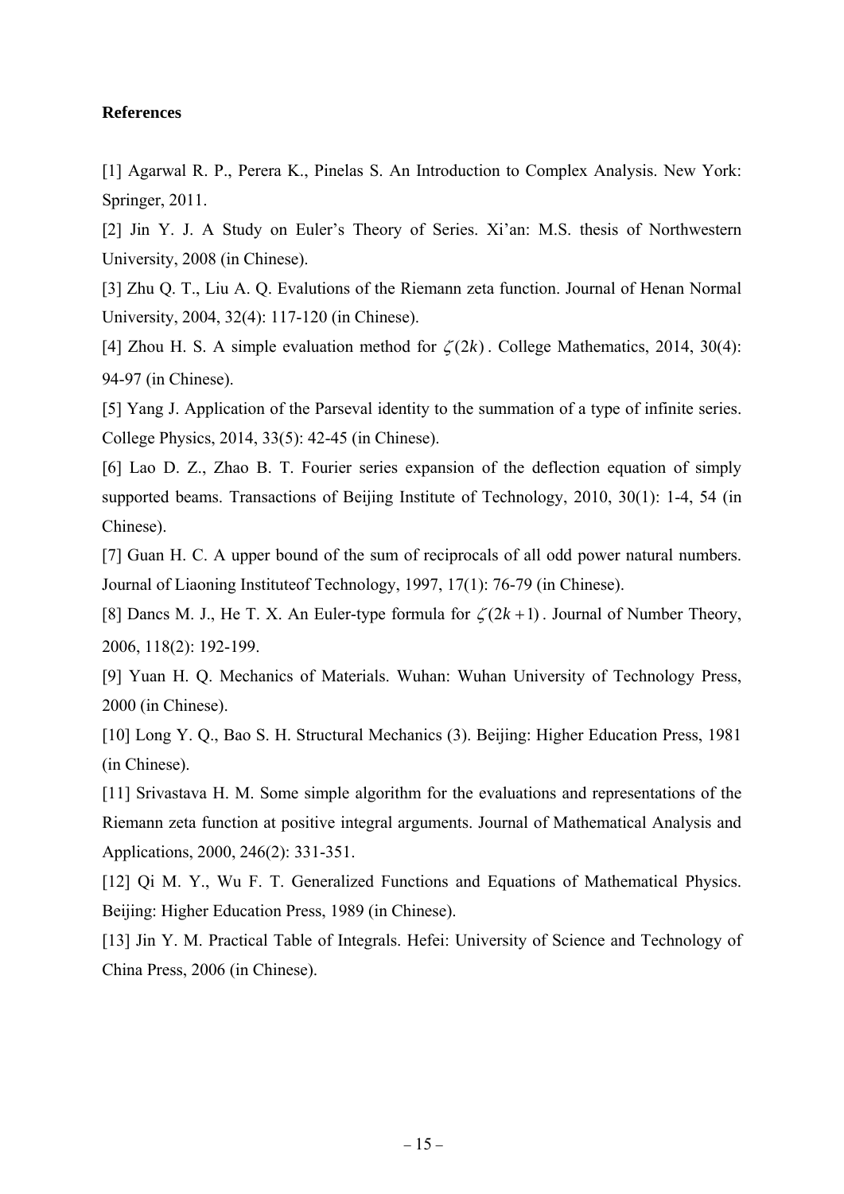**References**

[1] Agarwal R. P., Perera K., Pinelas S. An Introduction to Complex Analysis. New York: Springer, 2011.

[2] Jin Y. J. A Study on Euler's Theory of Series. Xi'an: M.S. thesis of Northwestern University, 2008 (in Chinese).

[3] Zhu Q. T., Liu A. Q. Evalutions of the Riemann zeta function. Journal of Henan Normal University, 2004, 32(4): 117-120 (in Chinese).

[4] Zhou H. S. A simple evaluation method for $\zeta(2k)$. College Mathematics, 2014, 30(4): 94-97 (in Chinese).

[5] Yang J. Application of the Parseval identity to the summation of a type of infinite series. College Physics, 2014, 33(5): 42-45 (in Chinese).

[6] Lao D. Z., Zhao B. T. Fourier series expansion of the deflection equation of simply supported beams. Transactions of Beijing Institute of Technology, 2010, 30(1): 1-4, 54 (in Chinese).

[7] Guan H. C. A upper bound of the sum of reciprocals of all odd power natural numbers. Journal of Liaoning Instituteof Technology, 1997, 17(1): 76-79 (in Chinese).

[8] Dancs M. J., He T. X. An Euler-type formula for $\zeta(2k+1)$. Journal of Number Theory, 2006, 118(2): 192-199.

[9] Yuan H. Q. Mechanics of Materials. Wuhan: Wuhan University of Technology Press, 2000 (in Chinese).

[10] Long Y. Q., Bao S. H. Structural Mechanics (3). Beijing: Higher Education Press, 1981 (in Chinese).

[11] Srivastava H. M. Some simple algorithm for the evaluations and representations of the Riemann zeta function at positive integral arguments. Journal of Mathematical Analysis and Applications, 2000, 246(2): 331-351.

[12] Qi M. Y., Wu F. T. Generalized Functions and Equations of Mathematical Physics. Beijing: Higher Education Press, 1989 (in Chinese).

[13] Jin Y. M. Practical Table of Integrals. Hefei: University of Science and Technology of China Press, 2006 (in Chinese).